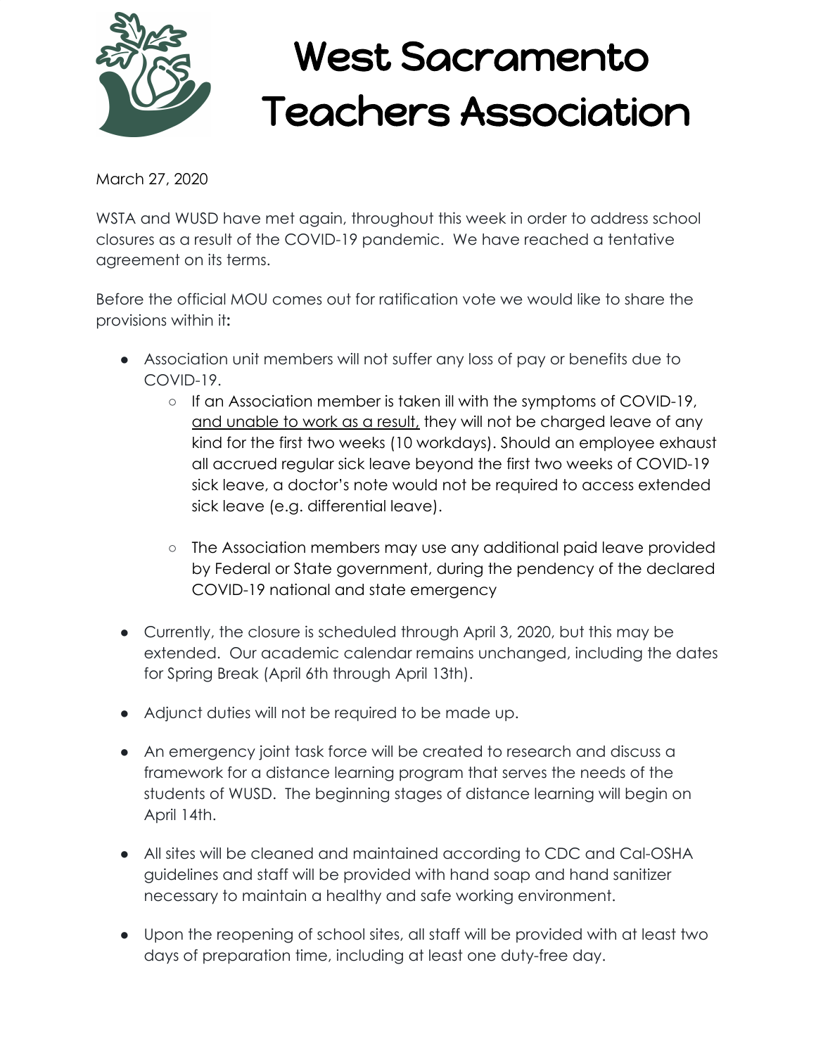# West Sacramento Teachers Association

March 27, 2020

WSTA and WUSD have met again, throughout this week in order to address school closures as a result of the COVID-19 pandemic. We have reached a tentative agreement on its terms.

Before the official MOU comes out for ratification vote we would like to share the provisions within it:

- Association unit members will not suffer any loss of pay or benefits due to COVID-19.
  - If an Association member is taken ill with the symptoms of COVID-19, <u>and unable to work as a result,</u> they will not be charged leave of any kind for the first two weeks (10 workdays). Should an employee exhaust all accrued regular sick leave beyond the first two weeks of COVID-19 sick leave, a doctor's note would not be required to access extended sick leave (e.g. differential leave).
  - The Association members may use any additional paid leave provided by Federal or State government, during the pendency of the declared COVID-19 national and state emergency
- Currently, the closure is scheduled through April 3, 2020, but this may be extended. Our academic calendar remains unchanged, including the dates for Spring Break (April 6th through April 13th).
- Adjunct duties will not be required to be made up.
- An emergency joint task force will be created to research and discuss a framework for a distance learning program that serves the needs of the students of WUSD. The beginning stages of distance learning will begin on April 14th.
- All sites will be cleaned and maintained according to CDC and Cal-OSHA guidelines and staff will be provided with hand soap and hand sanitizer necessary to maintain a healthy and safe working environment.
- Upon the reopening of school sites, all staff will be provided with at least two days of preparation time, including at least one duty-free day.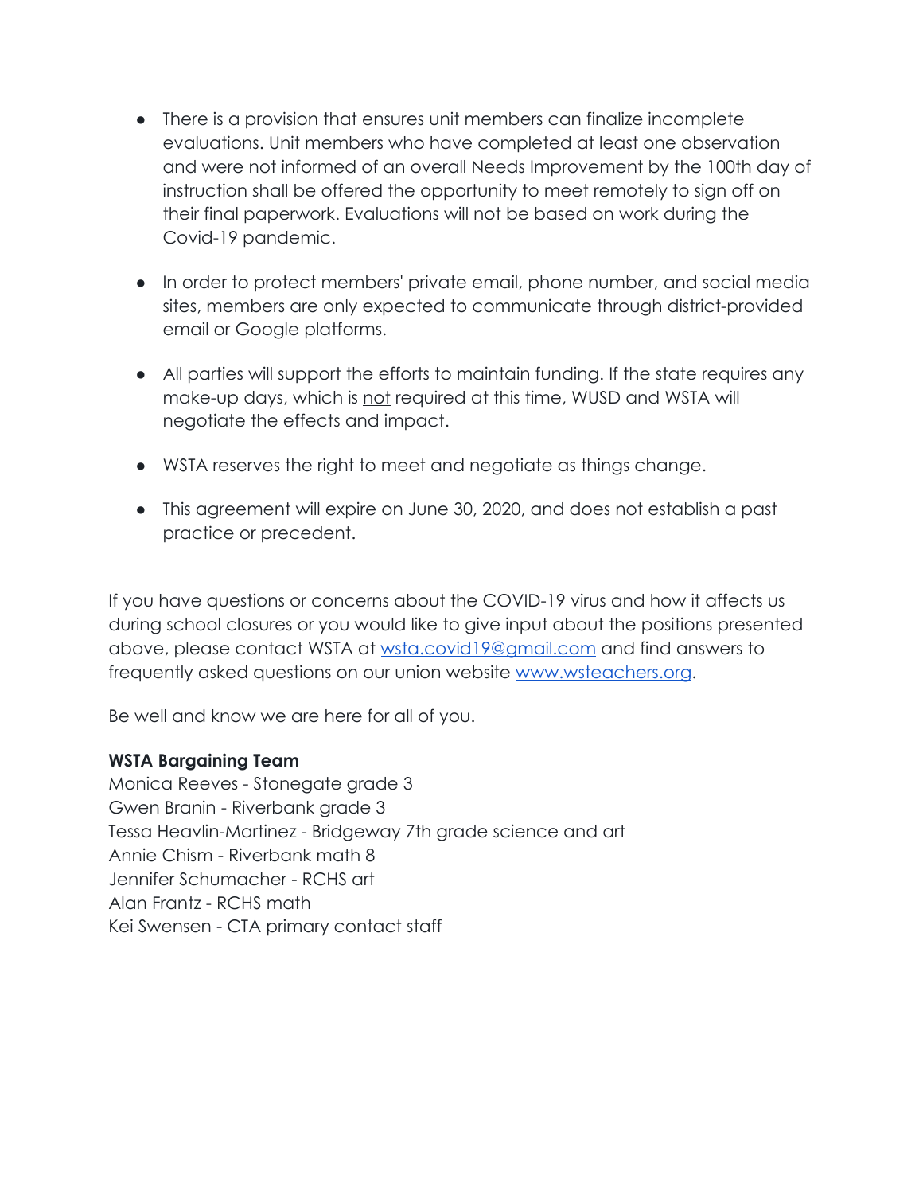- There is a provision that ensures unit members can finalize incomplete evaluations. Unit members who have completed at least one observation and were not informed of an overall Needs Improvement by the 100th day of instruction shall be offered the opportunity to meet remotely to sign off on their final paperwork. Evaluations will not be based on work during the Covid-19 pandemic.

- In order to protect members' private email, phone number, and social media sites, members are only expected to communicate through district-provided email or Google platforms.

- All parties will support the efforts to maintain funding. If the state requires any make-up days, which is not required at this time, WUSD and WSTA will negotiate the effects and impact.

- WSTA reserves the right to meet and negotiate as things change.

- This agreement will expire on June 30, 2020, and does not establish a past practice or precedent.

If you have questions or concerns about the COVID-19 virus and how it affects us during school closures or you would like to give input about the positions presented above, please contact WSTA at [wsta.covid19@gmail.com](mailto:wsta.covid19@gmail.com) and find answers to frequently asked questions on our union website [www.wsteachers.org](http://www.wsteachers.org).

Be well and know we are here for all of you.

**WSTA Bargaining Team**
Monica Reeves - Stonegate grade 3
Gwen Branin - Riverbank grade 3
Tessa Heavlin-Martinez - Bridgeway 7th grade science and art
Annie Chism - Riverbank math 8
Jennifer Schumacher - RCHS art
Alan Frantz - RCHS math
Kei Swensen - CTA primary contact staff